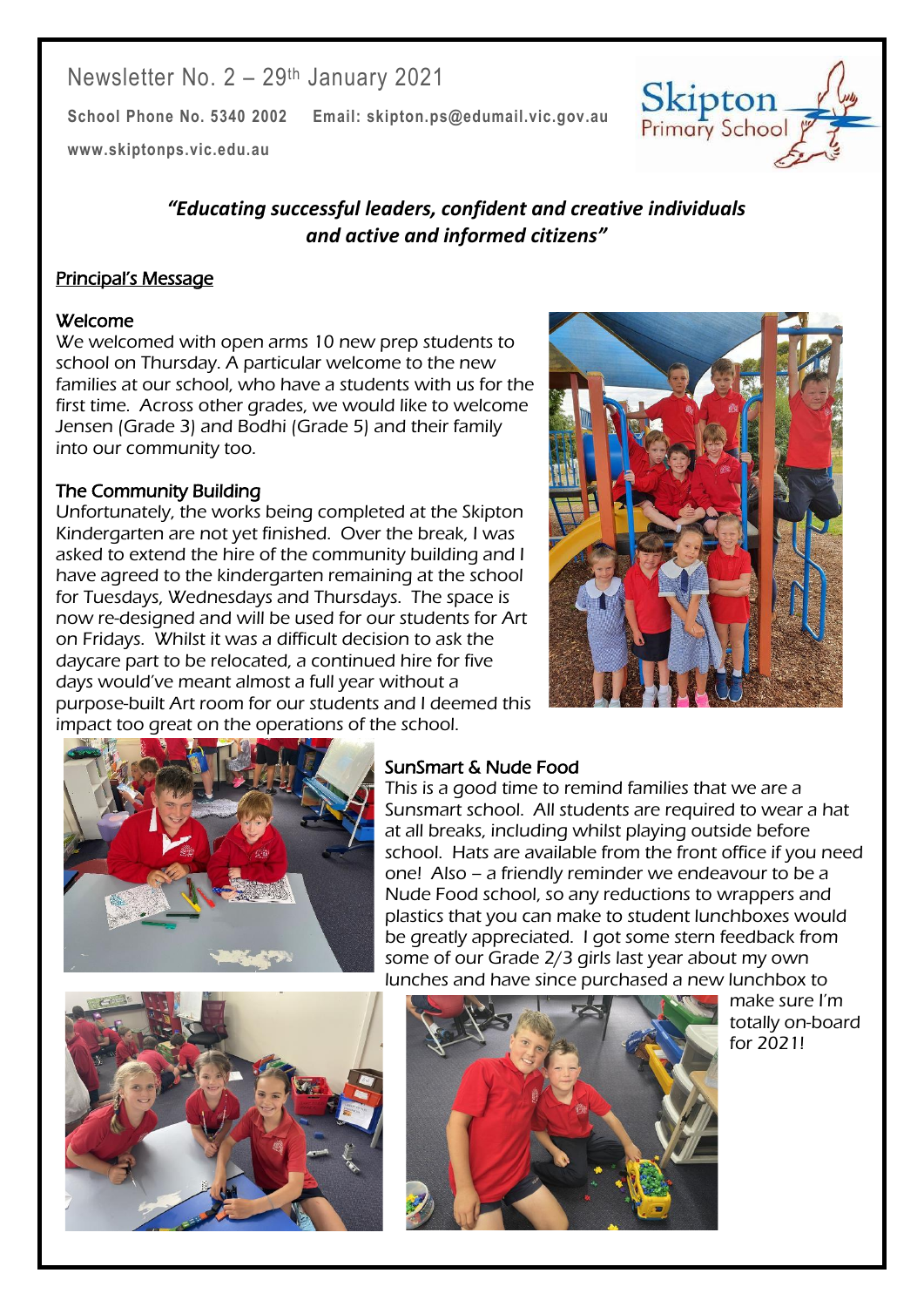Newsletter No. 2 – 29th January 2021

**School Phone No. 5340 2002** **Email: skipton.ps@edumail.vic.gov.au**

**www.skiptonps.vic.edu.au**

***"Educating successful leaders, confident and creative individuals and active and informed citizens"***

## Principal's Message

### Welcome

We welcomed with open arms 10 new prep students to school on Thursday. A particular welcome to the new families at our school, who have a students with us for the first time. Across other grades, we would like to welcome Jensen (Grade 3) and Bodhi (Grade 5) and their family into our community too.

### The Community Building

Unfortunately, the works being completed at the Skipton Kindergarten are not yet finished. Over the break, I was asked to extend the hire of the community building and I have agreed to the kindergarten remaining at the school for Tuesdays, Wednesdays and Thursdays. The space is now re-designed and will be used for our students for Art on Fridays. Whilst it was a difficult decision to ask the daycare part to be relocated, a continued hire for five days would've meant almost a full year without a purpose-built Art room for our students and I deemed this impact too great on the operations of the school.

### SunSmart & Nude Food

This is a good time to remind families that we are a Sunsmart school. All students are required to wear a hat at all breaks, including whilst playing outside before school. Hats are available from the front office if you need one! Also – a friendly reminder we endeavour to be a Nude Food school, so any reductions to wrappers and plastics that you can make to student lunchboxes would be greatly appreciated. I got some stern feedback from some of our Grade 2/3 girls last year about my own lunches and have since purchased a new lunchbox to make sure I'm totally on-board for 2021!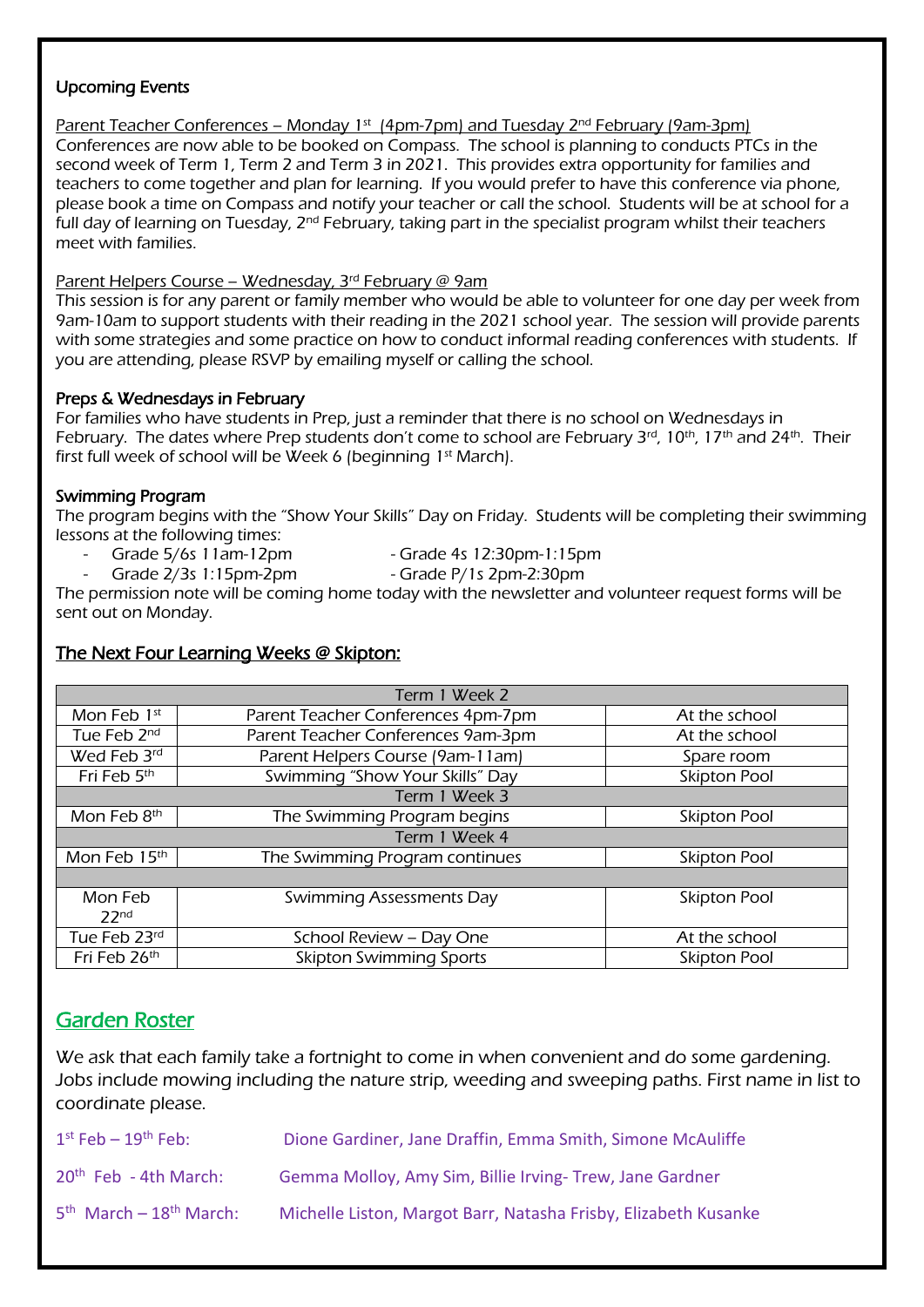## Upcoming Events

Parent Teacher Conferences – Monday 1st (4pm-7pm) and Tuesday 2nd February (9am-3pm)

Conferences are now able to be booked on Compass. The school is planning to conducts PTCs in the second week of Term 1, Term 2 and Term 3 in 2021. This provides extra opportunity for families and teachers to come together and plan for learning. If you would prefer to have this conference via phone, please book a time on Compass and notify your teacher or call the school. Students will be at school for a full day of learning on Tuesday, 2nd February, taking part in the specialist program whilst their teachers meet with families.

Parent Helpers Course – Wednesday, 3rd February @ 9am

This session is for any parent or family member who would be able to volunteer for one day per week from 9am-10am to support students with their reading in the 2021 school year. The session will provide parents with some strategies and some practice on how to conduct informal reading conferences with students. If you are attending, please RSVP by emailing myself or calling the school.

### Preps & Wednesdays in February

For families who have students in Prep, just a reminder that there is no school on Wednesdays in February. The dates where Prep students don't come to school are February 3rd, 10th, 17th and 24th. Their first full week of school will be Week 6 (beginning 1st March).

### Swimming Program

The program begins with the "Show Your Skills" Day on Friday. Students will be completing their swimming lessons at the following times:

- Grade 5/6s 11am-12pm
- Grade 4s 12:30pm-1:15pm
- Grade 2/3s 1:15pm-2pm
- Grade P/1s 2pm-2:30pm

The permission note will be coming home today with the newsletter and volunteer request forms will be sent out on Monday.

### The Next Four Learning Weeks @ Skipton:

| | | |
|---|---|---|
| Term 1 Week 2 | | |
| Mon Feb 1st | Parent Teacher Conferences 4pm-7pm | At the school |
| Tue Feb 2nd | Parent Teacher Conferences 9am-3pm | At the school |
| Wed Feb 3rd | Parent Helpers Course (9am-11am) | Spare room |
| Fri Feb 5th | Swimming "Show Your Skills" Day | Skipton Pool |
| Term 1 Week 3 | | |
| Mon Feb 8th | The Swimming Program begins | Skipton Pool |
| Term 1 Week 4 | | |
| Mon Feb 15th | The Swimming Program continues | Skipton Pool |
| | | |
| Mon Feb 22nd | Swimming Assessments Day | Skipton Pool |
| Tue Feb 23rd | School Review – Day One | At the school |
| Fri Feb 26th | Skipton Swimming Sports | Skipton Pool |

## Garden Roster

We ask that each family take a fortnight to come in when convenient and do some gardening. Jobs include mowing including the nature strip, weeding and sweeping paths. First name in list to coordinate please.

1st Feb – 19th Feb: Dione Gardiner, Jane Draffin, Emma Smith, Simone McAuliffe

20th Feb - 4th March: Gemma Molloy, Amy Sim, Billie Irving- Trew, Jane Gardner

5th March – 18th March: Michelle Liston, Margot Barr, Natasha Frisby, Elizabeth Kusanke